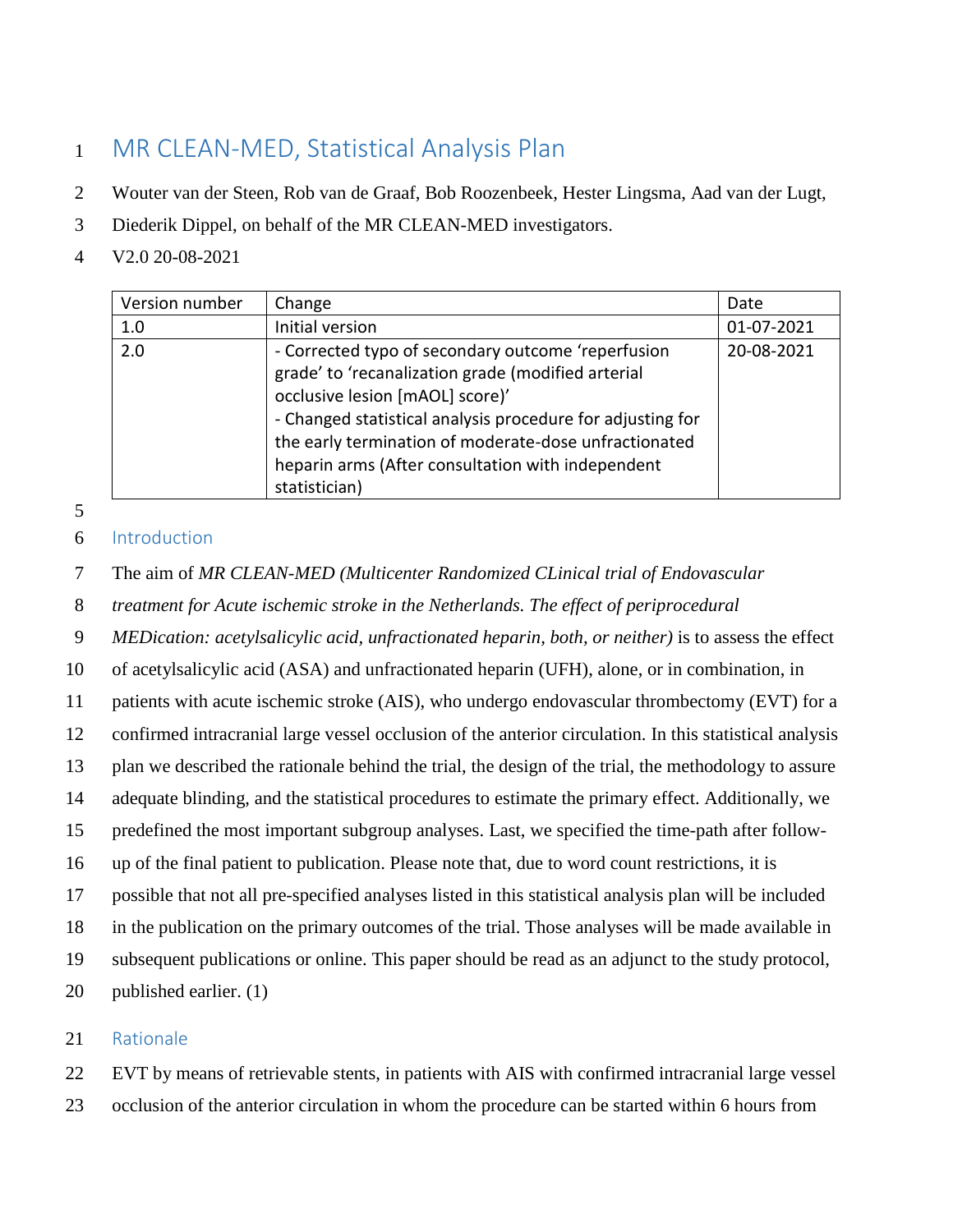# MR CLEAN-MED, Statistical Analysis Plan

Wouter van der Steen, Rob van de Graaf, Bob Roozenbeek, Hester Lingsma, Aad van der Lugt, Diederik Dippel, on behalf of the MR CLEAN-MED investigators.

V2.0 20-08-2021

| Version number | Change | Date |
|---|---|---|
| 1.0 | Initial version | 01-07-2021 |
| 2.0 | - Corrected typo of secondary outcome 'reperfusion grade' to 'recanalization grade (modified arterial occlusive lesion [mAOL] score)'<br>- Changed statistical analysis procedure for adjusting for the early termination of moderate-dose unfractionated heparin arms (After consultation with independent statistician) | 20-08-2021 |

## Introduction

The aim of *MR CLEAN-MED (Multicenter Randomized CLinical trial of Endovascular treatment for Acute ischemic stroke in the Netherlands. The effect of periprocedural MEDication: acetylsalicylic acid, unfractionated heparin, both, or neither)* is to assess the effect of acetylsalicylic acid (ASA) and unfractionated heparin (UFH), alone, or in combination, in patients with acute ischemic stroke (AIS), who undergo endovascular thrombectomy (EVT) for a confirmed intracranial large vessel occlusion of the anterior circulation. In this statistical analysis plan we described the rationale behind the trial, the design of the trial, the methodology to assure adequate blinding, and the statistical procedures to estimate the primary effect. Additionally, we predefined the most important subgroup analyses. Last, we specified the time-path after follow-up of the final patient to publication. Please note that, due to word count restrictions, it is possible that not all pre-specified analyses listed in this statistical analysis plan will be included in the publication on the primary outcomes of the trial. Those analyses will be made available in subsequent publications or online. This paper should be read as an adjunct to the study protocol, published earlier. (1)

## Rationale

EVT by means of retrievable stents, in patients with AIS with confirmed intracranial large vessel occlusion of the anterior circulation in whom the procedure can be started within 6 hours from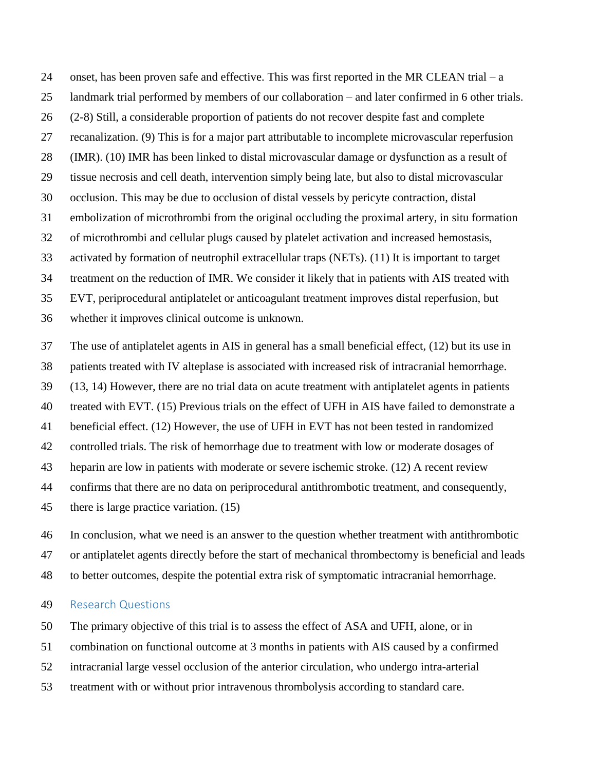onset, has been proven safe and effective. This was first reported in the MR CLEAN trial – a landmark trial performed by members of our collaboration – and later confirmed in 6 other trials. (2-8) Still, a considerable proportion of patients do not recover despite fast and complete recanalization. (9) This is for a major part attributable to incomplete microvascular reperfusion (IMR). (10) IMR has been linked to distal microvascular damage or dysfunction as a result of tissue necrosis and cell death, intervention simply being late, but also to distal microvascular occlusion. This may be due to occlusion of distal vessels by pericyte contraction, distal embolization of microthrombi from the original occluding the proximal artery, in situ formation of microthrombi and cellular plugs caused by platelet activation and increased hemostasis, activated by formation of neutrophil extracellular traps (NETs). (11) It is important to target treatment on the reduction of IMR. We consider it likely that in patients with AIS treated with EVT, periprocedural antiplatelet or anticoagulant treatment improves distal reperfusion, but whether it improves clinical outcome is unknown.

The use of antiplatelet agents in AIS in general has a small beneficial effect, (12) but its use in patients treated with IV alteplase is associated with increased risk of intracranial hemorrhage. (13, 14) However, there are no trial data on acute treatment with antiplatelet agents in patients treated with EVT. (15) Previous trials on the effect of UFH in AIS have failed to demonstrate a beneficial effect. (12) However, the use of UFH in EVT has not been tested in randomized controlled trials. The risk of hemorrhage due to treatment with low or moderate dosages of heparin are low in patients with moderate or severe ischemic stroke. (12) A recent review confirms that there are no data on periprocedural antithrombotic treatment, and consequently, there is large practice variation. (15)

In conclusion, what we need is an answer to the question whether treatment with antithrombotic or antiplatelet agents directly before the start of mechanical thrombectomy is beneficial and leads to better outcomes, despite the potential extra risk of symptomatic intracranial hemorrhage.

## Research Questions

The primary objective of this trial is to assess the effect of ASA and UFH, alone, or in combination on functional outcome at 3 months in patients with AIS caused by a confirmed intracranial large vessel occlusion of the anterior circulation, who undergo intra-arterial treatment with or without prior intravenous thrombolysis according to standard care.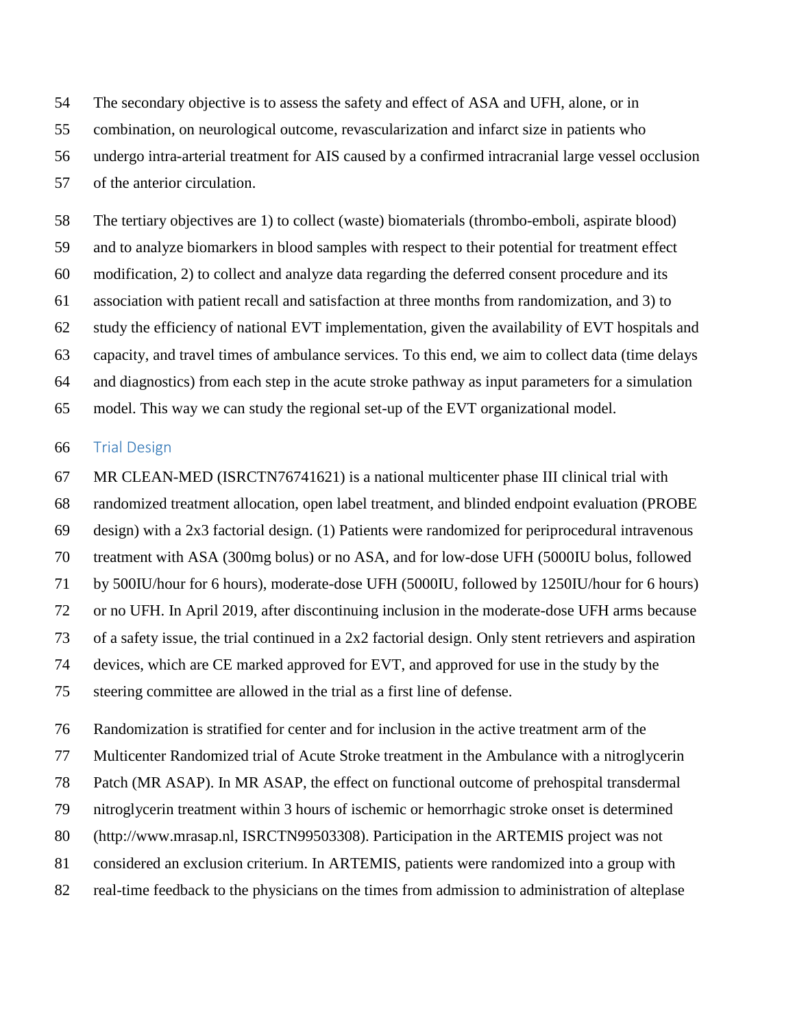The secondary objective is to assess the safety and effect of ASA and UFH, alone, or in combination, on neurological outcome, revascularization and infarct size in patients who undergo intra-arterial treatment for AIS caused by a confirmed intracranial large vessel occlusion of the anterior circulation.

The tertiary objectives are 1) to collect (waste) biomaterials (thrombo-emboli, aspirate blood) and to analyze biomarkers in blood samples with respect to their potential for treatment effect modification, 2) to collect and analyze data regarding the deferred consent procedure and its association with patient recall and satisfaction at three months from randomization, and 3) to study the efficiency of national EVT implementation, given the availability of EVT hospitals and capacity, and travel times of ambulance services. To this end, we aim to collect data (time delays and diagnostics) from each step in the acute stroke pathway as input parameters for a simulation model. This way we can study the regional set-up of the EVT organizational model.

## Trial Design

MR CLEAN-MED (ISRCTN76741621) is a national multicenter phase III clinical trial with randomized treatment allocation, open label treatment, and blinded endpoint evaluation (PROBE design) with a 2x3 factorial design. (1) Patients were randomized for periprocedural intravenous treatment with ASA (300mg bolus) or no ASA, and for low-dose UFH (5000IU bolus, followed by 500IU/hour for 6 hours), moderate-dose UFH (5000IU, followed by 1250IU/hour for 6 hours) or no UFH. In April 2019, after discontinuing inclusion in the moderate-dose UFH arms because of a safety issue, the trial continued in a 2x2 factorial design. Only stent retrievers and aspiration devices, which are CE marked approved for EVT, and approved for use in the study by the steering committee are allowed in the trial as a first line of defense.

Randomization is stratified for center and for inclusion in the active treatment arm of the Multicenter Randomized trial of Acute Stroke treatment in the Ambulance with a nitroglycerin Patch (MR ASAP). In MR ASAP, the effect on functional outcome of prehospital transdermal nitroglycerin treatment within 3 hours of ischemic or hemorrhagic stroke onset is determined (http://www.mrasap.nl, ISRCTN99503308). Participation in the ARTEMIS project was not considered an exclusion criterium. In ARTEMIS, patients were randomized into a group with real-time feedback to the physicians on the times from admission to administration of alteplase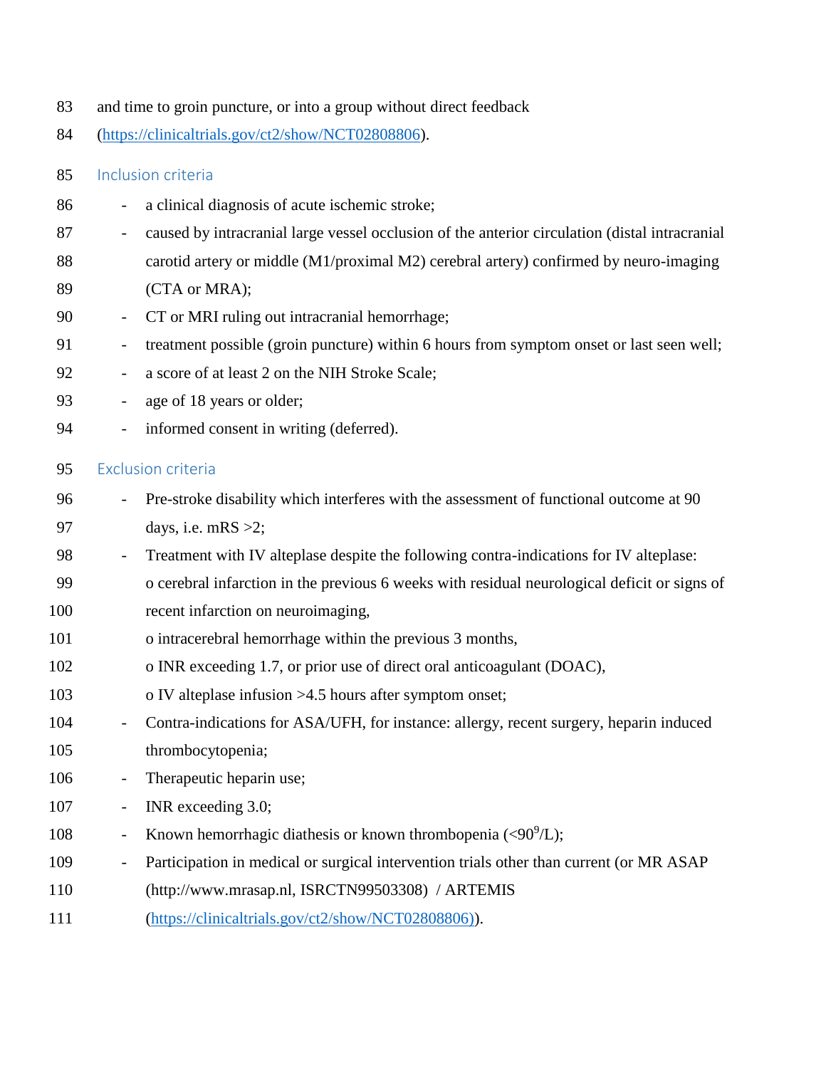and time to groin puncture, or into a group without direct feedback (https://clinicaltrials.gov/ct2/show/NCT02808806).

## Inclusion criteria

- a clinical diagnosis of acute ischemic stroke;
- caused by intracranial large vessel occlusion of the anterior circulation (distal intracranial carotid artery or middle (M1/proximal M2) cerebral artery) confirmed by neuro-imaging (CTA or MRA);
- CT or MRI ruling out intracranial hemorrhage;
- treatment possible (groin puncture) within 6 hours from symptom onset or last seen well;
- a score of at least 2 on the NIH Stroke Scale;
- age of 18 years or older;
- informed consent in writing (deferred).

## Exclusion criteria

- Pre-stroke disability which interferes with the assessment of functional outcome at 90 days, i.e. mRS >2;
- Treatment with IV alteplase despite the following contra-indications for IV alteplase:
  - o cerebral infarction in the previous 6 weeks with residual neurological deficit or signs of recent infarction on neuroimaging,
  - o intracerebral hemorrhage within the previous 3 months,
  - o INR exceeding 1.7, or prior use of direct oral anticoagulant (DOAC),
  - o IV alteplase infusion >4.5 hours after symptom onset;
- Contra-indications for ASA/UFH, for instance: allergy, recent surgery, heparin induced thrombocytopenia;
- Therapeutic heparin use;
- INR exceeding 3.0;
- Known hemorrhagic diathesis or known thrombopenia ($<90^9$/L);
- Participation in medical or surgical intervention trials other than current (or MR ASAP (http://www.mrasap.nl, ISRCTN99503308) / ARTEMIS (https://clinicaltrials.gov/ct2/show/NCT02808806)).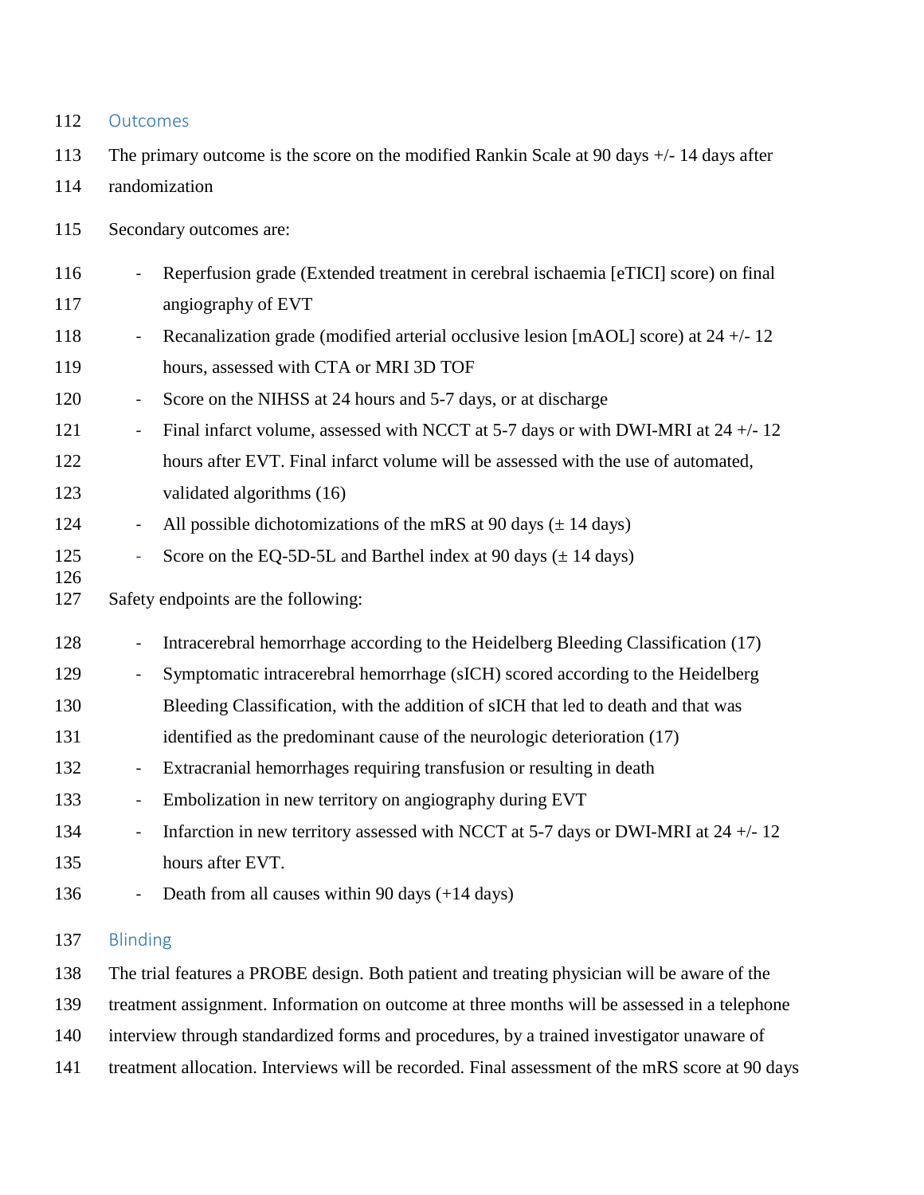## Outcomes

The primary outcome is the score on the modified Rankin Scale at 90 days +/- 14 days after randomization

Secondary outcomes are:

- Reperfusion grade (Extended treatment in cerebral ischaemia [eTICI] score) on final angiography of EVT
- Recanalization grade (modified arterial occlusive lesion [mAOL] score) at 24 +/- 12 hours, assessed with CTA or MRI 3D TOF
- Score on the NIHSS at 24 hours and 5-7 days, or at discharge
- Final infarct volume, assessed with NCCT at 5-7 days or with DWI-MRI at 24 +/- 12 hours after EVT. Final infarct volume will be assessed with the use of automated, validated algorithms (16)
- All possible dichotomizations of the mRS at 90 days (± 14 days)
- Score on the EQ-5D-5L and Barthel index at 90 days (± 14 days)

Safety endpoints are the following:

- Intracerebral hemorrhage according to the Heidelberg Bleeding Classification (17)
- Symptomatic intracerebral hemorrhage (sICH) scored according to the Heidelberg Bleeding Classification, with the addition of sICH that led to death and that was identified as the predominant cause of the neurologic deterioration (17)
- Extracranial hemorrhages requiring transfusion or resulting in death
- Embolization in new territory on angiography during EVT
- Infarction in new territory assessed with NCCT at 5-7 days or DWI-MRI at 24 +/- 12 hours after EVT.
- Death from all causes within 90 days (+14 days)

## Blinding

The trial features a PROBE design. Both patient and treating physician will be aware of the treatment assignment. Information on outcome at three months will be assessed in a telephone interview through standardized forms and procedures, by a trained investigator unaware of treatment allocation. Interviews will be recorded. Final assessment of the mRS score at 90 days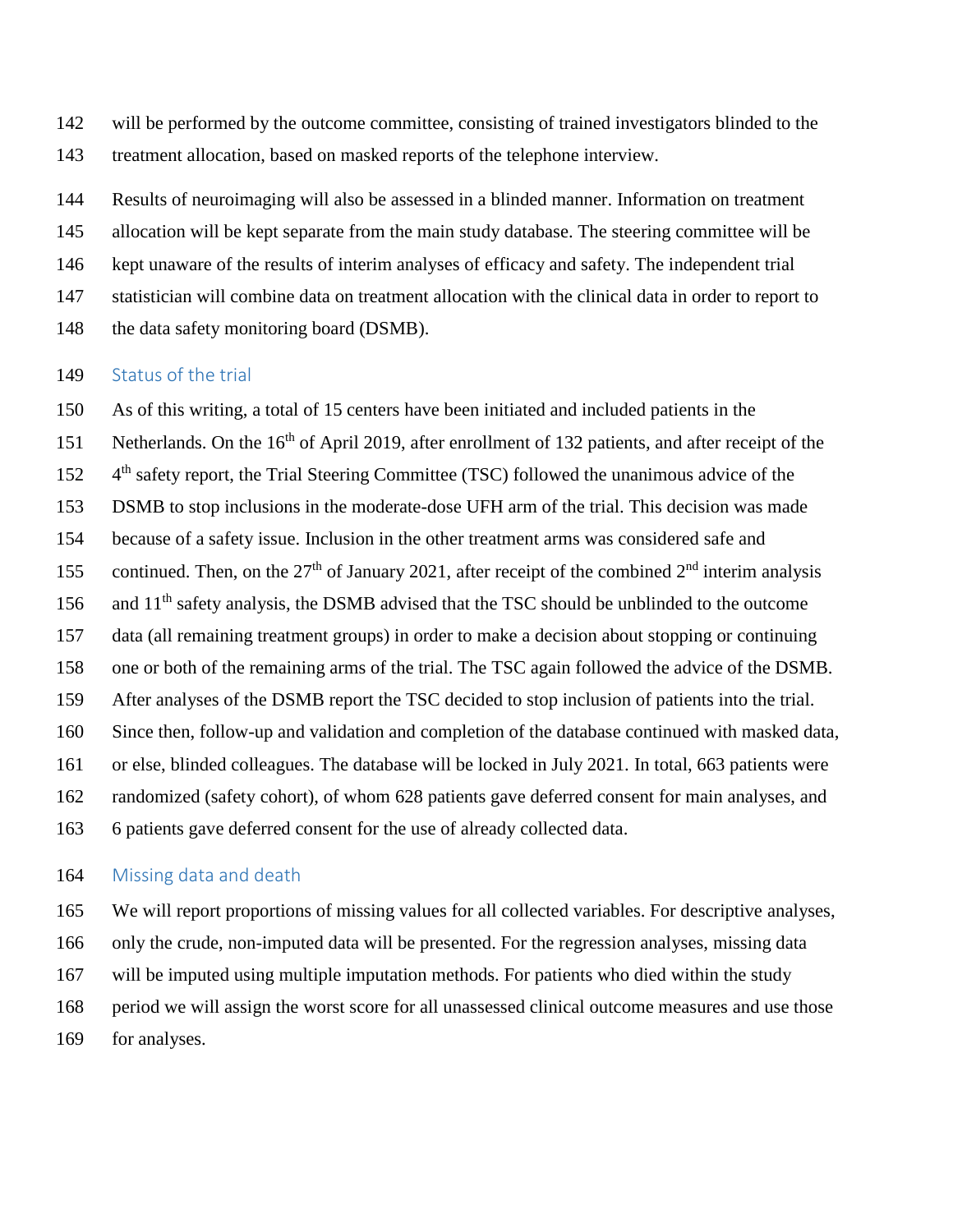will be performed by the outcome committee, consisting of trained investigators blinded to the treatment allocation, based on masked reports of the telephone interview.

Results of neuroimaging will also be assessed in a blinded manner. Information on treatment allocation will be kept separate from the main study database. The steering committee will be kept unaware of the results of interim analyses of efficacy and safety. The independent trial statistician will combine data on treatment allocation with the clinical data in order to report to the data safety monitoring board (DSMB).

## Status of the trial

As of this writing, a total of 15 centers have been initiated and included patients in the Netherlands. On the 16th of April 2019, after enrollment of 132 patients, and after receipt of the 4th safety report, the Trial Steering Committee (TSC) followed the unanimous advice of the DSMB to stop inclusions in the moderate-dose UFH arm of the trial. This decision was made because of a safety issue. Inclusion in the other treatment arms was considered safe and continued. Then, on the 27th of January 2021, after receipt of the combined 2nd interim analysis and 11th safety analysis, the DSMB advised that the TSC should be unblinded to the outcome data (all remaining treatment groups) in order to make a decision about stopping or continuing one or both of the remaining arms of the trial. The TSC again followed the advice of the DSMB. After analyses of the DSMB report the TSC decided to stop inclusion of patients into the trial. Since then, follow-up and validation and completion of the database continued with masked data, or else, blinded colleagues. The database will be locked in July 2021. In total, 663 patients were randomized (safety cohort), of whom 628 patients gave deferred consent for main analyses, and 6 patients gave deferred consent for the use of already collected data.

## Missing data and death

We will report proportions of missing values for all collected variables. For descriptive analyses, only the crude, non-imputed data will be presented. For the regression analyses, missing data will be imputed using multiple imputation methods. For patients who died within the study period we will assign the worst score for all unassessed clinical outcome measures and use those for analyses.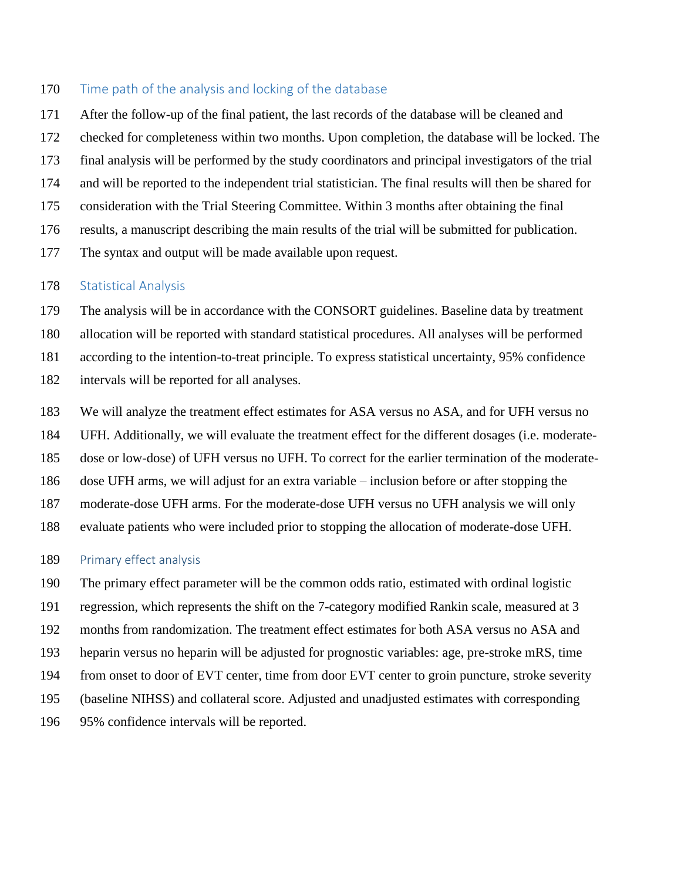## Time path of the analysis and locking of the database

After the follow-up of the final patient, the last records of the database will be cleaned and checked for completeness within two months. Upon completion, the database will be locked. The final analysis will be performed by the study coordinators and principal investigators of the trial and will be reported to the independent trial statistician. The final results will then be shared for consideration with the Trial Steering Committee. Within 3 months after obtaining the final results, a manuscript describing the main results of the trial will be submitted for publication. The syntax and output will be made available upon request.

## Statistical Analysis

The analysis will be in accordance with the CONSORT guidelines. Baseline data by treatment allocation will be reported with standard statistical procedures. All analyses will be performed according to the intention-to-treat principle. To express statistical uncertainty, 95% confidence intervals will be reported for all analyses.

We will analyze the treatment effect estimates for ASA versus no ASA, and for UFH versus no UFH. Additionally, we will evaluate the treatment effect for the different dosages (i.e. moderate-dose or low-dose) of UFH versus no UFH. To correct for the earlier termination of the moderate-dose UFH arms, we will adjust for an extra variable – inclusion before or after stopping the moderate-dose UFH arms. For the moderate-dose UFH versus no UFH analysis we will only evaluate patients who were included prior to stopping the allocation of moderate-dose UFH.

## Primary effect analysis

The primary effect parameter will be the common odds ratio, estimated with ordinal logistic regression, which represents the shift on the 7-category modified Rankin scale, measured at 3 months from randomization. The treatment effect estimates for both ASA versus no ASA and heparin versus no heparin will be adjusted for prognostic variables: age, pre-stroke mRS, time from onset to door of EVT center, time from door EVT center to groin puncture, stroke severity (baseline NIHSS) and collateral score. Adjusted and unadjusted estimates with corresponding 95% confidence intervals will be reported.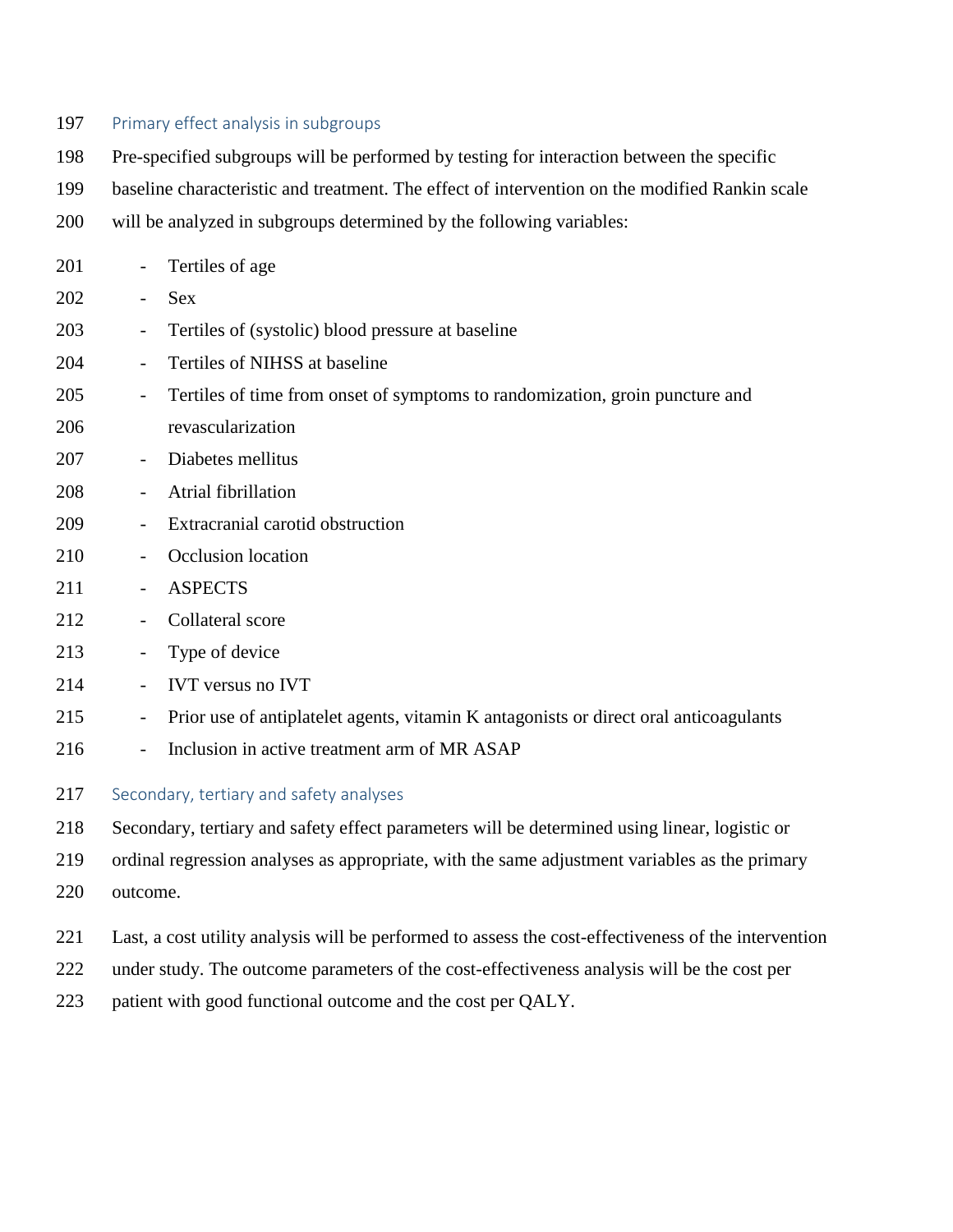### Primary effect analysis in subgroups

Pre-specified subgroups will be performed by testing for interaction between the specific baseline characteristic and treatment. The effect of intervention on the modified Rankin scale will be analyzed in subgroups determined by the following variables:

- Tertiles of age
- Sex
- Tertiles of (systolic) blood pressure at baseline
- Tertiles of NIHSS at baseline
- Tertiles of time from onset of symptoms to randomization, groin puncture and revascularization
- Diabetes mellitus
- Atrial fibrillation
- Extracranial carotid obstruction
- Occlusion location
- ASPECTS
- Collateral score
- Type of device
- IVT versus no IVT
- Prior use of antiplatelet agents, vitamin K antagonists or direct oral anticoagulants
- Inclusion in active treatment arm of MR ASAP

### Secondary, tertiary and safety analyses

Secondary, tertiary and safety effect parameters will be determined using linear, logistic or ordinal regression analyses as appropriate, with the same adjustment variables as the primary outcome.

Last, a cost utility analysis will be performed to assess the cost-effectiveness of the intervention under study. The outcome parameters of the cost-effectiveness analysis will be the cost per patient with good functional outcome and the cost per QALY.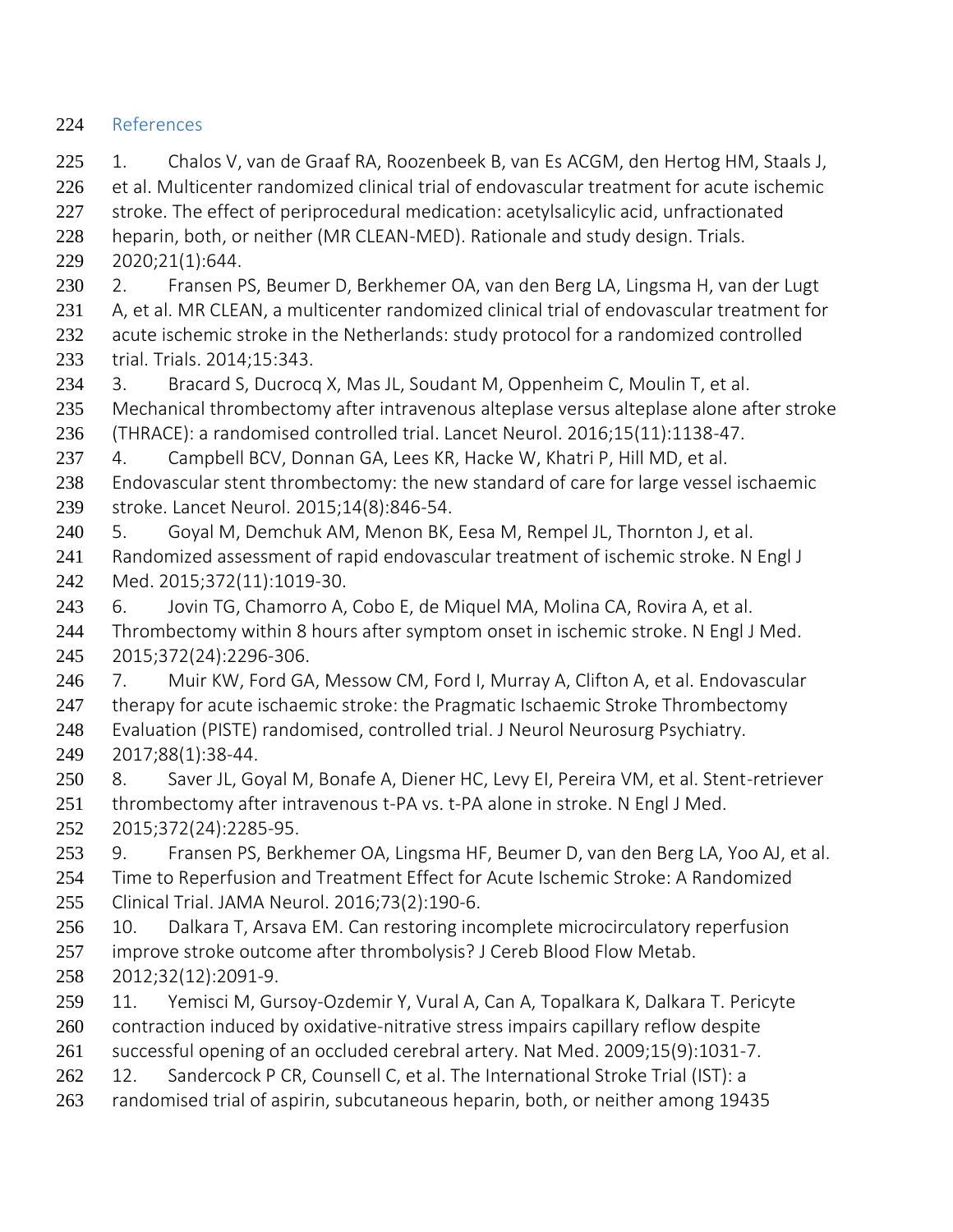## References

1. Chalos V, van de Graaf RA, Roozenbeek B, van Es ACGM, den Hertog HM, Staals J, et al. Multicenter randomized clinical trial of endovascular treatment for acute ischemic stroke. The effect of periprocedural medication: acetylsalicylic acid, unfractionated heparin, both, or neither (MR CLEAN-MED). Rationale and study design. Trials. 2020;21(1):644.
2. Fransen PS, Beumer D, Berkhemer OA, van den Berg LA, Lingsma H, van der Lugt A, et al. MR CLEAN, a multicenter randomized clinical trial of endovascular treatment for acute ischemic stroke in the Netherlands: study protocol for a randomized controlled trial. Trials. 2014;15:343.
3. Bracard S, Ducrocq X, Mas JL, Soudant M, Oppenheim C, Moulin T, et al. Mechanical thrombectomy after intravenous alteplase versus alteplase alone after stroke (THRACE): a randomised controlled trial. Lancet Neurol. 2016;15(11):1138-47.
4. Campbell BCV, Donnan GA, Lees KR, Hacke W, Khatri P, Hill MD, et al. Endovascular stent thrombectomy: the new standard of care for large vessel ischaemic stroke. Lancet Neurol. 2015;14(8):846-54.
5. Goyal M, Demchuk AM, Menon BK, Eesa M, Rempel JL, Thornton J, et al. Randomized assessment of rapid endovascular treatment of ischemic stroke. N Engl J Med. 2015;372(11):1019-30.
6. Jovin TG, Chamorro A, Cobo E, de Miquel MA, Molina CA, Rovira A, et al. Thrombectomy within 8 hours after symptom onset in ischemic stroke. N Engl J Med. 2015;372(24):2296-306.
7. Muir KW, Ford GA, Messow CM, Ford I, Murray A, Clifton A, et al. Endovascular therapy for acute ischaemic stroke: the Pragmatic Ischaemic Stroke Thrombectomy Evaluation (PISTE) randomised, controlled trial. J Neurol Neurosurg Psychiatry. 2017;88(1):38-44.
8. Saver JL, Goyal M, Bonafe A, Diener HC, Levy EI, Pereira VM, et al. Stent-retriever thrombectomy after intravenous t-PA vs. t-PA alone in stroke. N Engl J Med. 2015;372(24):2285-95.
9. Fransen PS, Berkhemer OA, Lingsma HF, Beumer D, van den Berg LA, Yoo AJ, et al. Time to Reperfusion and Treatment Effect for Acute Ischemic Stroke: A Randomized Clinical Trial. JAMA Neurol. 2016;73(2):190-6.
10. Dalkara T, Arsava EM. Can restoring incomplete microcirculatory reperfusion improve stroke outcome after thrombolysis? J Cereb Blood Flow Metab. 2012;32(12):2091-9.
11. Yemisci M, Gursoy-Ozdemir Y, Vural A, Can A, Topalkara K, Dalkara T. Pericyte contraction induced by oxidative-nitrative stress impairs capillary reflow despite successful opening of an occluded cerebral artery. Nat Med. 2009;15(9):1031-7.
12. Sandercock P CR, Counsell C, et al. The International Stroke Trial (IST): a randomised trial of aspirin, subcutaneous heparin, both, or neither among 19435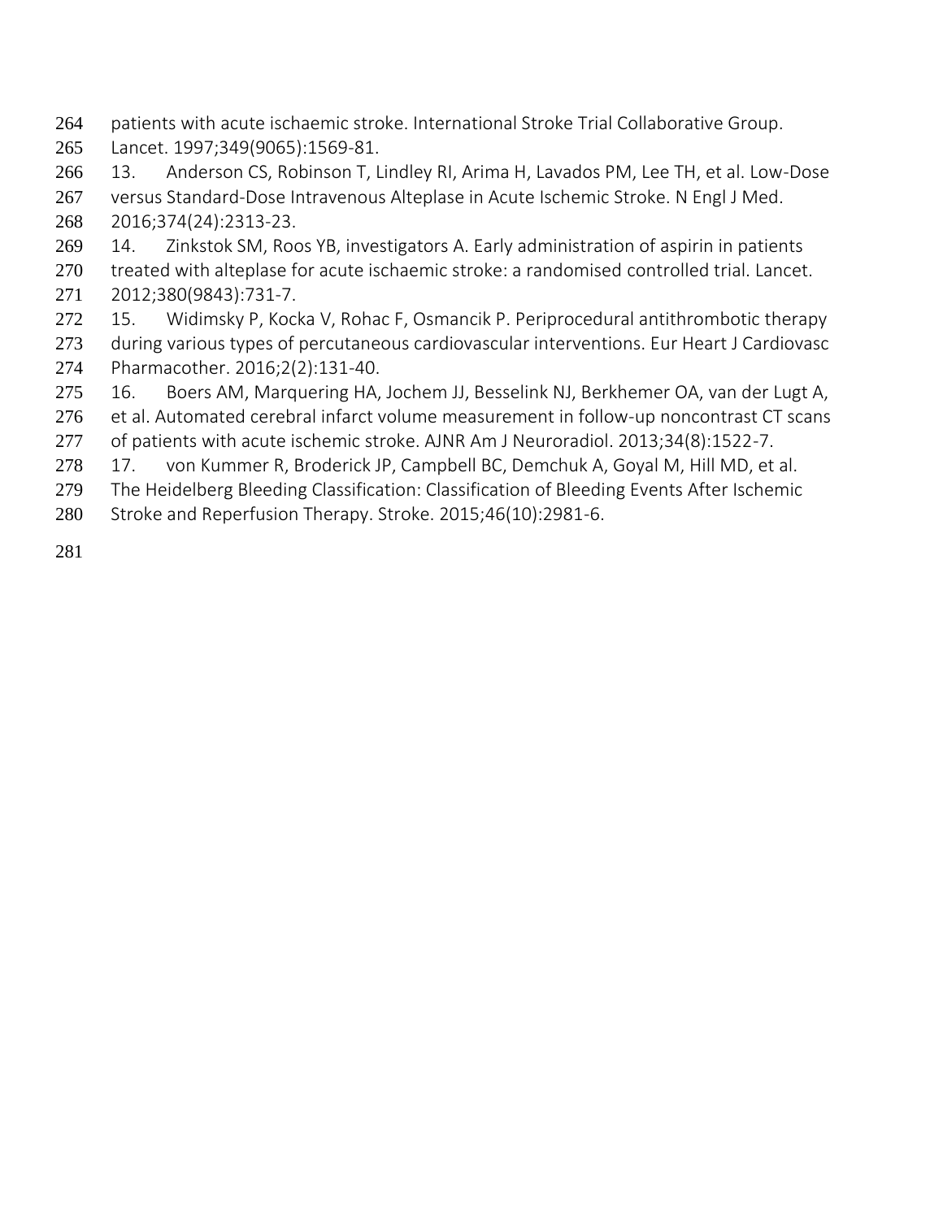patients with acute ischaemic stroke. International Stroke Trial Collaborative Group. Lancet. 1997;349(9065):1569-81.

13. Anderson CS, Robinson T, Lindley RI, Arima H, Lavados PM, Lee TH, et al. Low-Dose versus Standard-Dose Intravenous Alteplase in Acute Ischemic Stroke. N Engl J Med. 2016;374(24):2313-23.

14. Zinkstok SM, Roos YB, investigators A. Early administration of aspirin in patients treated with alteplase for acute ischaemic stroke: a randomised controlled trial. Lancet. 2012;380(9843):731-7.

15. Widimsky P, Kocka V, Rohac F, Osmancik P. Periprocedural antithrombotic therapy during various types of percutaneous cardiovascular interventions. Eur Heart J Cardiovasc Pharmacother. 2016;2(2):131-40.

16. Boers AM, Marquering HA, Jochem JJ, Besselink NJ, Berkhemer OA, van der Lugt A, et al. Automated cerebral infarct volume measurement in follow-up noncontrast CT scans of patients with acute ischemic stroke. AJNR Am J Neuroradiol. 2013;34(8):1522-7.

17. von Kummer R, Broderick JP, Campbell BC, Demchuk A, Goyal M, Hill MD, et al. The Heidelberg Bleeding Classification: Classification of Bleeding Events After Ischemic Stroke and Reperfusion Therapy. Stroke. 2015;46(10):2981-6.